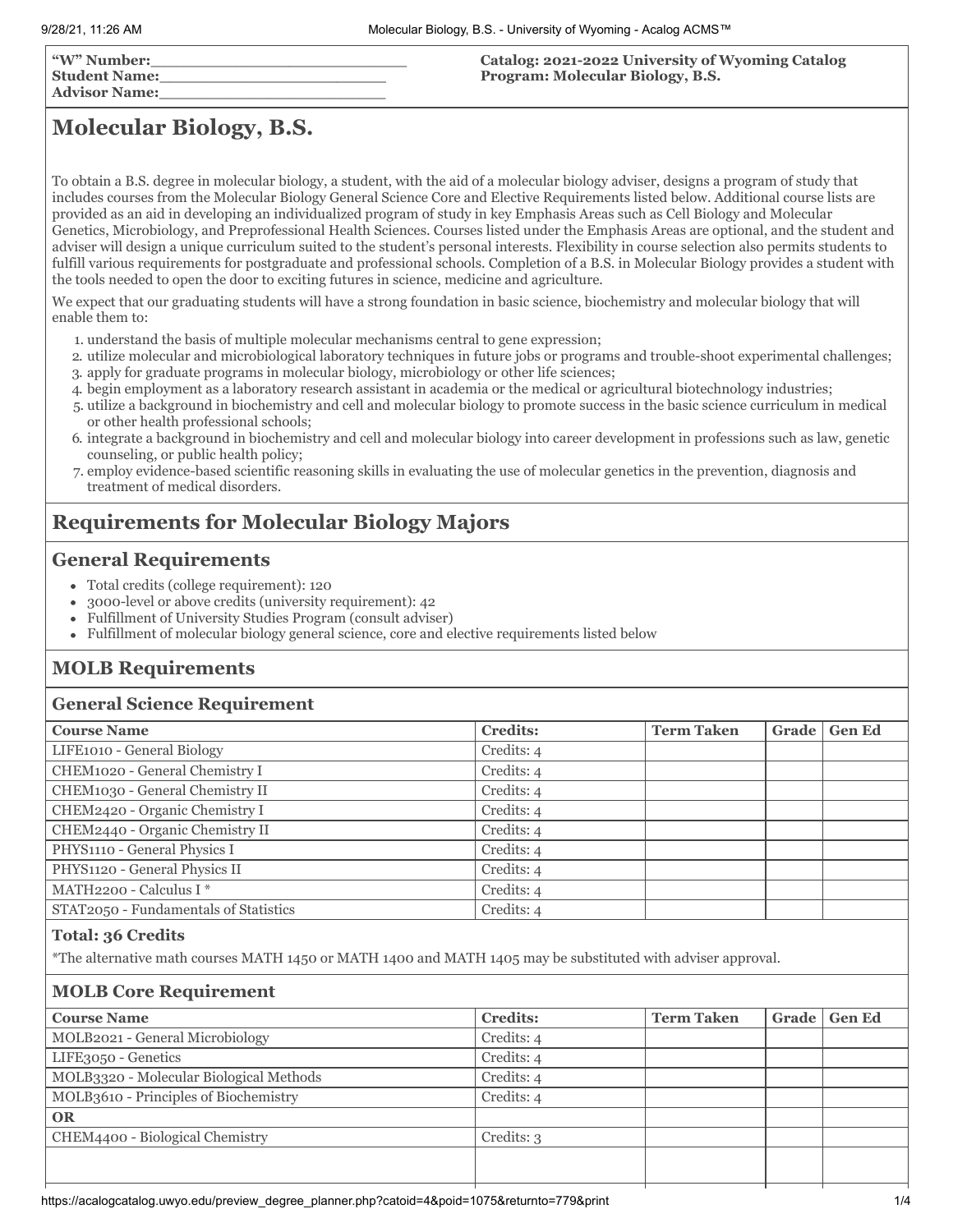“W” Number:\_\_\_\_\_\_\_\_\_\_\_\_\_\_\_\_\_\_\_\_\_\_\_\_\_\_
Student Name:\_\_\_\_\_\_\_\_\_\_\_\_\_\_\_\_\_\_\_\_\_\_\_\_
Advisor Name:\_\_\_\_\_\_\_\_\_\_\_\_\_\_\_\_\_\_\_\_\_\_\_\_

**Catalog: 2021-2022 University of Wyoming Catalog**
**Program: Molecular Biology, B.S.**

# Molecular Biology, B.S.

To obtain a B.S. degree in molecular biology, a student, with the aid of a molecular biology adviser, designs a program of study that includes courses from the Molecular Biology General Science Core and Elective Requirements listed below. Additional course lists are provided as an aid in developing an individualized program of study in key Emphasis Areas such as Cell Biology and Molecular Genetics, Microbiology, and Preprofessional Health Sciences. Courses listed under the Emphasis Areas are optional, and the student and adviser will design a unique curriculum suited to the student's personal interests. Flexibility in course selection also permits students to fulfill various requirements for postgraduate and professional schools. Completion of a B.S. in Molecular Biology provides a student with the tools needed to open the door to exciting futures in science, medicine and agriculture.

We expect that our graduating students will have a strong foundation in basic science, biochemistry and molecular biology that will enable them to:

1. understand the basis of multiple molecular mechanisms central to gene expression;
2. utilize molecular and microbiological laboratory techniques in future jobs or programs and trouble-shoot experimental challenges;
3. apply for graduate programs in molecular biology, microbiology or other life sciences;
4. begin employment as a laboratory research assistant in academia or the medical or agricultural biotechnology industries;
5. utilize a background in biochemistry and cell and molecular biology to promote success in the basic science curriculum in medical or other health professional schools;
6. integrate a background in biochemistry and cell and molecular biology into career development in professions such as law, genetic counseling, or public health policy;
7. employ evidence-based scientific reasoning skills in evaluating the use of molecular genetics in the prevention, diagnosis and treatment of medical disorders.

## Requirements for Molecular Biology Majors

### General Requirements

- Total credits (college requirement): 120
- 3000-level or above credits (university requirement): 42
- Fulfillment of University Studies Program (consult adviser)
- Fulfillment of molecular biology general science, core and elective requirements listed below

## MOLB Requirements

### General Science Requirement

| Course Name | Credits: | Term Taken | Grade | Gen Ed |
|---|---|---|---|---|
| LIFE1010 - General Biology | Credits: 4 | | | |
| CHEM1020 - General Chemistry I | Credits: 4 | | | |
| CHEM1030 - General Chemistry II | Credits: 4 | | | |
| CHEM2420 - Organic Chemistry I | Credits: 4 | | | |
| CHEM2440 - Organic Chemistry II | Credits: 4 | | | |
| PHYS1110 - General Physics I | Credits: 4 | | | |
| PHYS1120 - General Physics II | Credits: 4 | | | |
| MATH2200 - Calculus I * | Credits: 4 | | | |
| STAT2050 - Fundamentals of Statistics | Credits: 4 | | | |

**Total: 36 Credits**

*The alternative math courses MATH 1450 or MATH 1400 and MATH 1405 may be substituted with adviser approval.

### MOLB Core Requirement

| Course Name | Credits: | Term Taken | Grade | Gen Ed |
|---|---|---|---|---|
| MOLB2021 - General Microbiology | Credits: 4 | | | |
| LIFE3050 - Genetics | Credits: 4 | | | |
| MOLB3320 - Molecular Biological Methods | Credits: 4 | | | |
| MOLB3610 - Principles of Biochemistry | Credits: 4 | | | |
| **OR** | | | | |
| CHEM4400 - Biological Chemistry | Credits: 3 | | | |
| | | | | |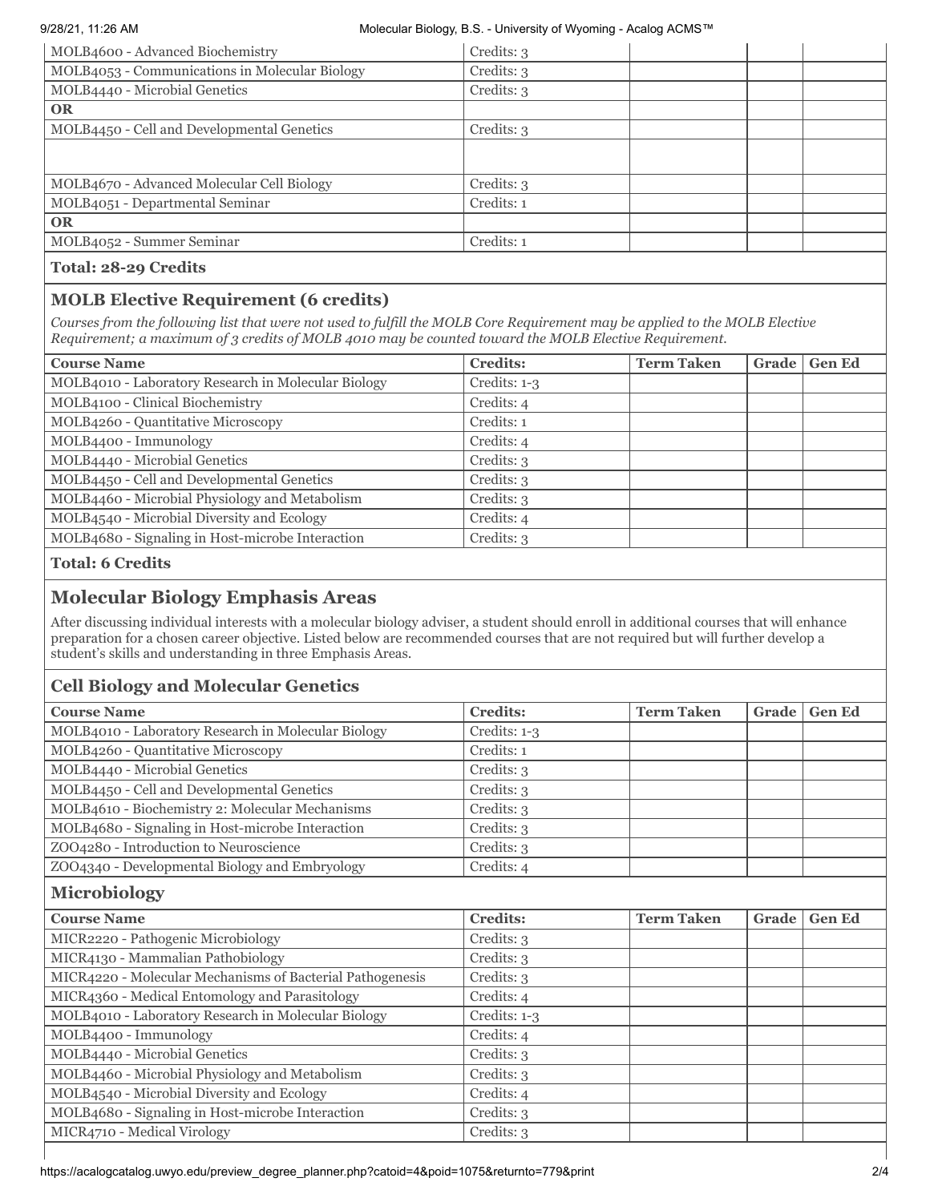| | | | | |
|---|---|---|---|---|
| MOLB4600 - Advanced Biochemistry | Credits: 3 | | | |
| MOLB4053 - Communications in Molecular Biology | Credits: 3 | | | |
| MOLB4440 - Microbial Genetics | Credits: 3 | | | |
| **OR** | | | | |
| MOLB4450 - Cell and Developmental Genetics | Credits: 3 | | | |
| | | | | |
| MOLB4670 - Advanced Molecular Cell Biology | Credits: 3 | | | |
| MOLB4051 - Departmental Seminar | Credits: 1 | | | |
| **OR** | | | | |
| MOLB4052 - Summer Seminar | Credits: 1 | | | |

**Total: 28-29 Credits**

## MOLB Elective Requirement (6 credits)

*Courses from the following list that were not used to fulfill the MOLB Core Requirement may be applied to the MOLB Elective Requirement; a maximum of 3 credits of MOLB 4010 may be counted toward the MOLB Elective Requirement.*

| Course Name | Credits: | Term Taken | Grade | Gen Ed |
|---|---|---|---|---|
| MOLB4010 - Laboratory Research in Molecular Biology | Credits: 1-3 | | | |
| MOLB4100 - Clinical Biochemistry | Credits: 4 | | | |
| MOLB4260 - Quantitative Microscopy | Credits: 1 | | | |
| MOLB4400 - Immunology | Credits: 4 | | | |
| MOLB4440 - Microbial Genetics | Credits: 3 | | | |
| MOLB4450 - Cell and Developmental Genetics | Credits: 3 | | | |
| MOLB4460 - Microbial Physiology and Metabolism | Credits: 3 | | | |
| MOLB4540 - Microbial Diversity and Ecology | Credits: 4 | | | |
| MOLB4680 - Signaling in Host-microbe Interaction | Credits: 3 | | | |

**Total: 6 Credits**

# Molecular Biology Emphasis Areas

After discussing individual interests with a molecular biology adviser, a student should enroll in additional courses that will enhance preparation for a chosen career objective. Listed below are recommended courses that are not required but will further develop a student's skills and understanding in three Emphasis Areas.

## Cell Biology and Molecular Genetics

| Course Name | Credits: | Term Taken | Grade | Gen Ed |
|---|---|---|---|---|
| MOLB4010 - Laboratory Research in Molecular Biology | Credits: 1-3 | | | |
| MOLB4260 - Quantitative Microscopy | Credits: 1 | | | |
| MOLB4440 - Microbial Genetics | Credits: 3 | | | |
| MOLB4450 - Cell and Developmental Genetics | Credits: 3 | | | |
| MOLB4610 - Biochemistry 2: Molecular Mechanisms | Credits: 3 | | | |
| MOLB4680 - Signaling in Host-microbe Interaction | Credits: 3 | | | |
| ZOO4280 - Introduction to Neuroscience | Credits: 3 | | | |
| ZOO4340 - Developmental Biology and Embryology | Credits: 4 | | | |

## Microbiology

| Course Name | Credits: | Term Taken | Grade | Gen Ed |
|---|---|---|---|---|
| MICR2220 - Pathogenic Microbiology | Credits: 3 | | | |
| MICR4130 - Mammalian Pathobiology | Credits: 3 | | | |
| MICR4220 - Molecular Mechanisms of Bacterial Pathogenesis | Credits: 3 | | | |
| MICR4360 - Medical Entomology and Parasitology | Credits: 4 | | | |
| MOLB4010 - Laboratory Research in Molecular Biology | Credits: 1-3 | | | |
| MOLB4400 - Immunology | Credits: 4 | | | |
| MOLB4440 - Microbial Genetics | Credits: 3 | | | |
| MOLB4460 - Microbial Physiology and Metabolism | Credits: 3 | | | |
| MOLB4540 - Microbial Diversity and Ecology | Credits: 4 | | | |
| MOLB4680 - Signaling in Host-microbe Interaction | Credits: 3 | | | |
| MICR4710 - Medical Virology | Credits: 3 | | | |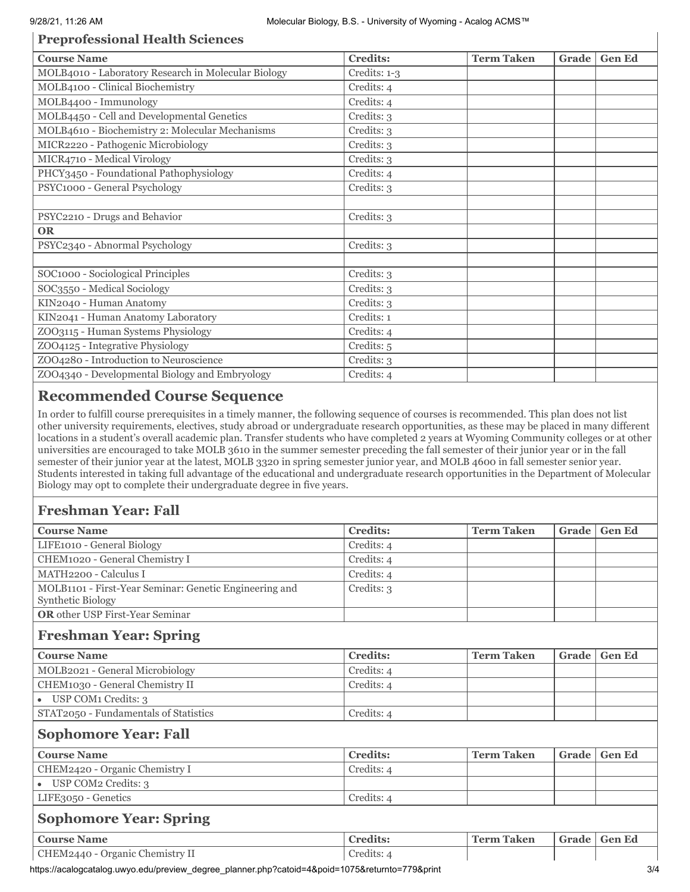### Preprofessional Health Sciences

| Course Name | Credits: | Term Taken | Grade | Gen Ed |
|---|---|---|---|---|
| MOLB4010 - Laboratory Research in Molecular Biology | Credits: 1-3 | | | |
| MOLB4100 - Clinical Biochemistry | Credits: 4 | | | |
| MOLB4400 - Immunology | Credits: 4 | | | |
| MOLB4450 - Cell and Developmental Genetics | Credits: 3 | | | |
| MOLB4610 - Biochemistry 2: Molecular Mechanisms | Credits: 3 | | | |
| MICR2220 - Pathogenic Microbiology | Credits: 3 | | | |
| MICR4710 - Medical Virology | Credits: 3 | | | |
| PHCY3450 - Foundational Pathophysiology | Credits: 4 | | | |
| PSYC1000 - General Psychology | Credits: 3 | | | |
| | | | | |
| PSYC2210 - Drugs and Behavior | Credits: 3 | | | |
| **OR** | | | | |
| PSYC2340 - Abnormal Psychology | Credits: 3 | | | |
| | | | | |
| SOC1000 - Sociological Principles | Credits: 3 | | | |
| SOC3550 - Medical Sociology | Credits: 3 | | | |
| KIN2040 - Human Anatomy | Credits: 3 | | | |
| KIN2041 - Human Anatomy Laboratory | Credits: 1 | | | |
| ZOO3115 - Human Systems Physiology | Credits: 4 | | | |
| ZOO4125 - Integrative Physiology | Credits: 5 | | | |
| ZOO4280 - Introduction to Neuroscience | Credits: 3 | | | |
| ZOO4340 - Developmental Biology and Embryology | Credits: 4 | | | |

## Recommended Course Sequence

In order to fulfill course prerequisites in a timely manner, the following sequence of courses is recommended. This plan does not list other university requirements, electives, study abroad or undergraduate research opportunities, as these may be placed in many different locations in a student's overall academic plan. Transfer students who have completed 2 years at Wyoming Community colleges or at other universities are encouraged to take MOLB 3610 in the summer semester preceding the fall semester of their junior year or in the fall semester of their junior year at the latest, MOLB 3320 in spring semester junior year, and MOLB 4600 in fall semester senior year. Students interested in taking full advantage of the educational and undergraduate research opportunities in the Department of Molecular Biology may opt to complete their undergraduate degree in five years.

### Freshman Year: Fall

| Course Name | Credits: | Term Taken | Grade | Gen Ed |
|---|---|---|---|---|
| LIFE1010 - General Biology | Credits: 4 | | | |
| CHEM1020 - General Chemistry I | Credits: 4 | | | |
| MATH2200 - Calculus I | Credits: 4 | | | |
| MOLB1101 - First-Year Seminar: Genetic Engineering and Synthetic Biology | Credits: 3 | | | |
| **OR** other USP First-Year Seminar | | | | |

### Freshman Year: Spring

| Course Name | Credits: | Term Taken | Grade | Gen Ed |
|---|---|---|---|---|
| MOLB2021 - General Microbiology | Credits: 4 | | | |
| CHEM1030 - General Chemistry II | Credits: 4 | | | |
| • USP COM1 Credits: 3 | | | | |
| STAT2050 - Fundamentals of Statistics | Credits: 4 | | | |

### Sophomore Year: Fall

| Course Name | Credits: | Term Taken | Grade | Gen Ed |
|---|---|---|---|---|
| CHEM2420 - Organic Chemistry I | Credits: 4 | | | |
| • USP COM2 Credits: 3 | | | | |
| LIFE3050 - Genetics | Credits: 4 | | | |

### Sophomore Year: Spring

| Course Name | Credits: | Term Taken | Grade | Gen Ed |
|---|---|---|---|---|
| CHEM2440 - Organic Chemistry II | Credits: 4 | | | |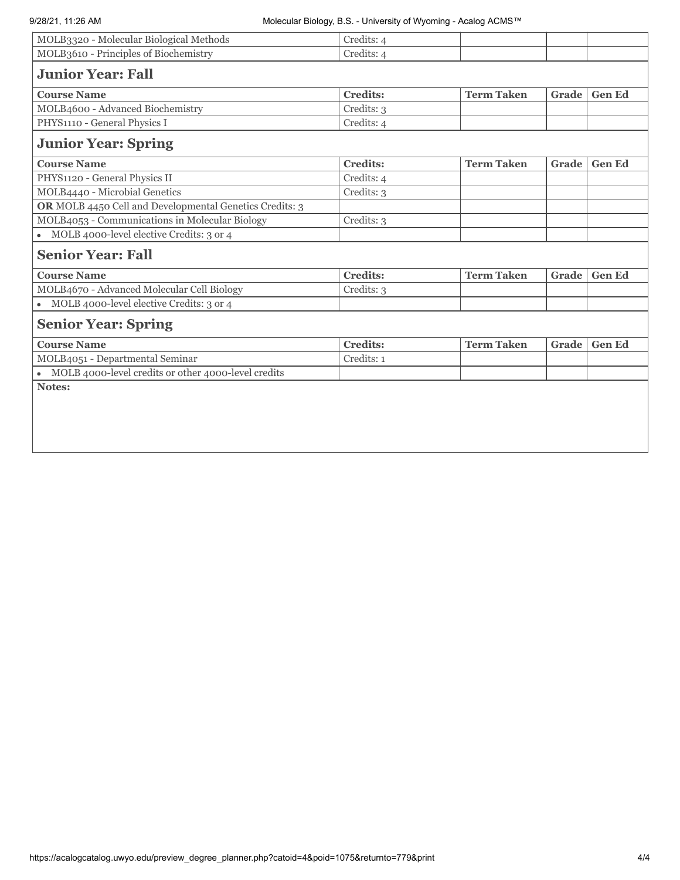| | | | | |
|---|---|---|---|---|
| MOLB3320 - Molecular Biological Methods | Credits: 4 | | | |
| MOLB3610 - Principles of Biochemistry | Credits: 4 | | | |

## Junior Year: Fall

| Course Name | Credits: | Term Taken | Grade | Gen Ed |
|---|---|---|---|---|
| MOLB4600 - Advanced Biochemistry | Credits: 3 | | | |
| PHYS1110 - General Physics I | Credits: 4 | | | |

## Junior Year: Spring

| Course Name | Credits: | Term Taken | Grade | Gen Ed |
|---|---|---|---|---|
| PHYS1120 - General Physics II | Credits: 4 | | | |
| MOLB4440 - Microbial Genetics | Credits: 3 | | | |
| **OR** MOLB 4450 Cell and Developmental Genetics Credits: 3 | | | | |
| MOLB4053 - Communications in Molecular Biology | Credits: 3 | | | |
| • MOLB 4000-level elective Credits: 3 or 4 | | | | |

## Senior Year: Fall

| Course Name | Credits: | Term Taken | Grade | Gen Ed |
|---|---|---|---|---|
| MOLB4670 - Advanced Molecular Cell Biology | Credits: 3 | | | |
| • MOLB 4000-level elective Credits: 3 or 4 | | | | |

## Senior Year: Spring

| Course Name | Credits: | Term Taken | Grade | Gen Ed |
|---|---|---|---|---|
| MOLB4051 - Departmental Seminar | Credits: 1 | | | |
| • MOLB 4000-level credits or other 4000-level credits | | | | |

**Notes:**